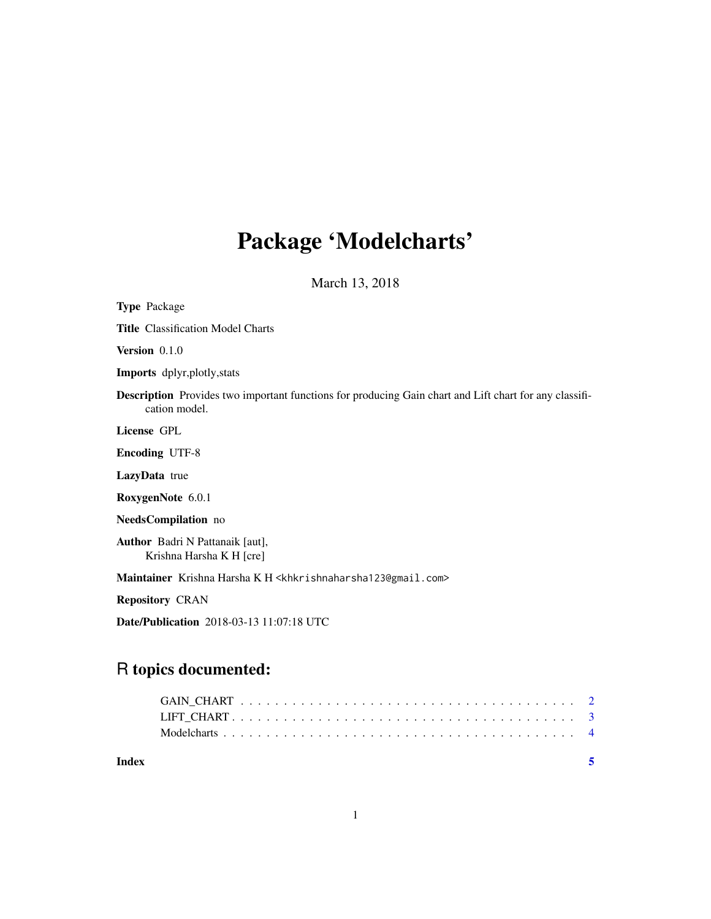# Package 'Modelcharts'

March 13, 2018

**Type** Package

**Title** Classification Model Charts

**Version** 0.1.0

**Imports** dplyr,plotly,stats

**Description** Provides two important functions for producing Gain chart and Lift chart for any classification model.

**License** GPL

**Encoding** UTF-8

**LazyData** true

**RoxygenNote** 6.0.1

**NeedsCompilation** no

**Author** Badri N Pattanaik [aut],
Krishna Harsha K H [cre]

**Maintainer** Krishna Harsha K H <khkrishnaharsha123@gmail.com>

**Repository** CRAN

**Date/Publication** 2018-03-13 11:07:18 UTC

## R topics documented:

GAIN_CHART . . . . . . . . . . . . . . . . . . . . . . . . . . . . . . . . . . . . . . 2
LIFT_CHART . . . . . . . . . . . . . . . . . . . . . . . . . . . . . . . . . . . . . . 3
Modelcharts . . . . . . . . . . . . . . . . . . . . . . . . . . . . . . . . . . . . . . 4

**Index** **5**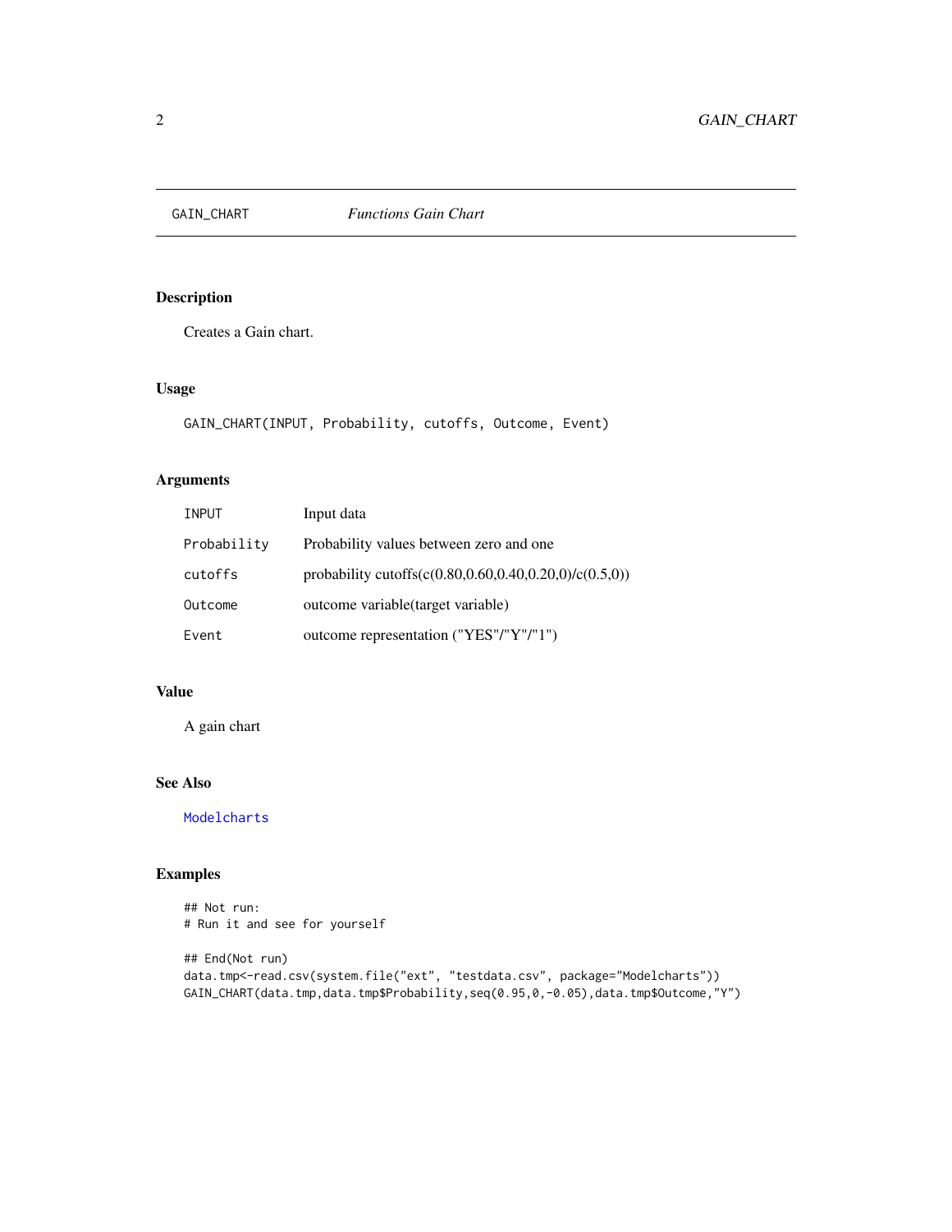GAIN_CHART *Functions Gain Chart*

## Description

Creates a Gain chart.

## Usage

```
GAIN_CHART(INPUT, Probability, cutoffs, Outcome, Event)
```

## Arguments

| | |
|---|---|
| INPUT | Input data |
| Probability | Probability values between zero and one |
| cutoffs | probability cutoffs(c(0.80,0.60,0.40,0.20,0)/c(0.5,0)) |
| Outcome | outcome variable(target variable) |
| Event | outcome representation ("YES"/"Y"/"1") |

## Value

A gain chart

## See Also

Modelcharts

## Examples

```
## Not run:
# Run it and see for yourself

## End(Not run)
data.tmp<-read.csv(system.file("ext", "testdata.csv", package="Modelcharts"))
GAIN_CHART(data.tmp,data.tmp$Probability,seq(0.95,0,-0.05),data.tmp$Outcome,"Y")
```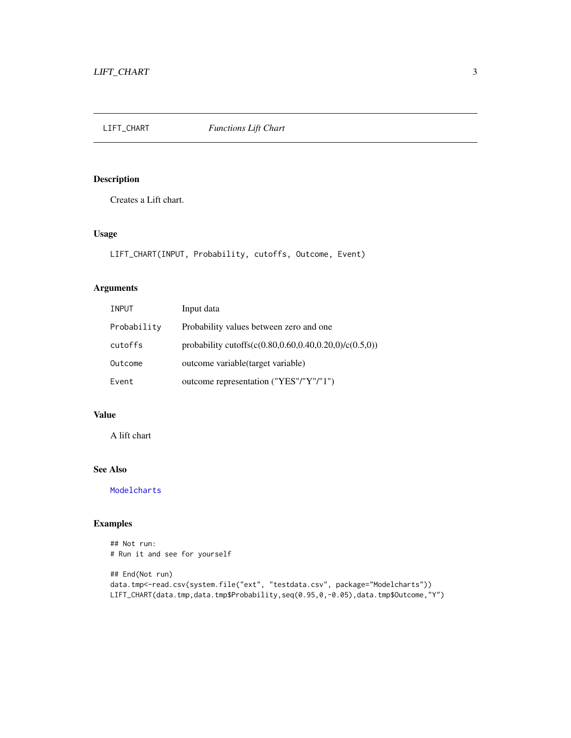## LIFT_CHART *Functions Lift Chart*

### Description

Creates a Lift chart.

### Usage

```
LIFT_CHART(INPUT, Probability, cutoffs, Outcome, Event)
```

### Arguments

| | |
|---|---|
| INPUT | Input data |
| Probability | Probability values between zero and one |
| cutoffs | probability cutoffs(c(0.80,0.60,0.40,0.20,0)/c(0.5,0)) |
| Outcome | outcome variable(target variable) |
| Event | outcome representation ("YES"/"Y"/"1") |

### Value

A lift chart

### See Also

Modelcharts

### Examples

```
## Not run:
# Run it and see for yourself

## End(Not run)
data.tmp<-read.csv(system.file("ext", "testdata.csv", package="Modelcharts"))
LIFT_CHART(data.tmp,data.tmp$Probability,seq(0.95,0,-0.05),data.tmp$Outcome,"Y")
```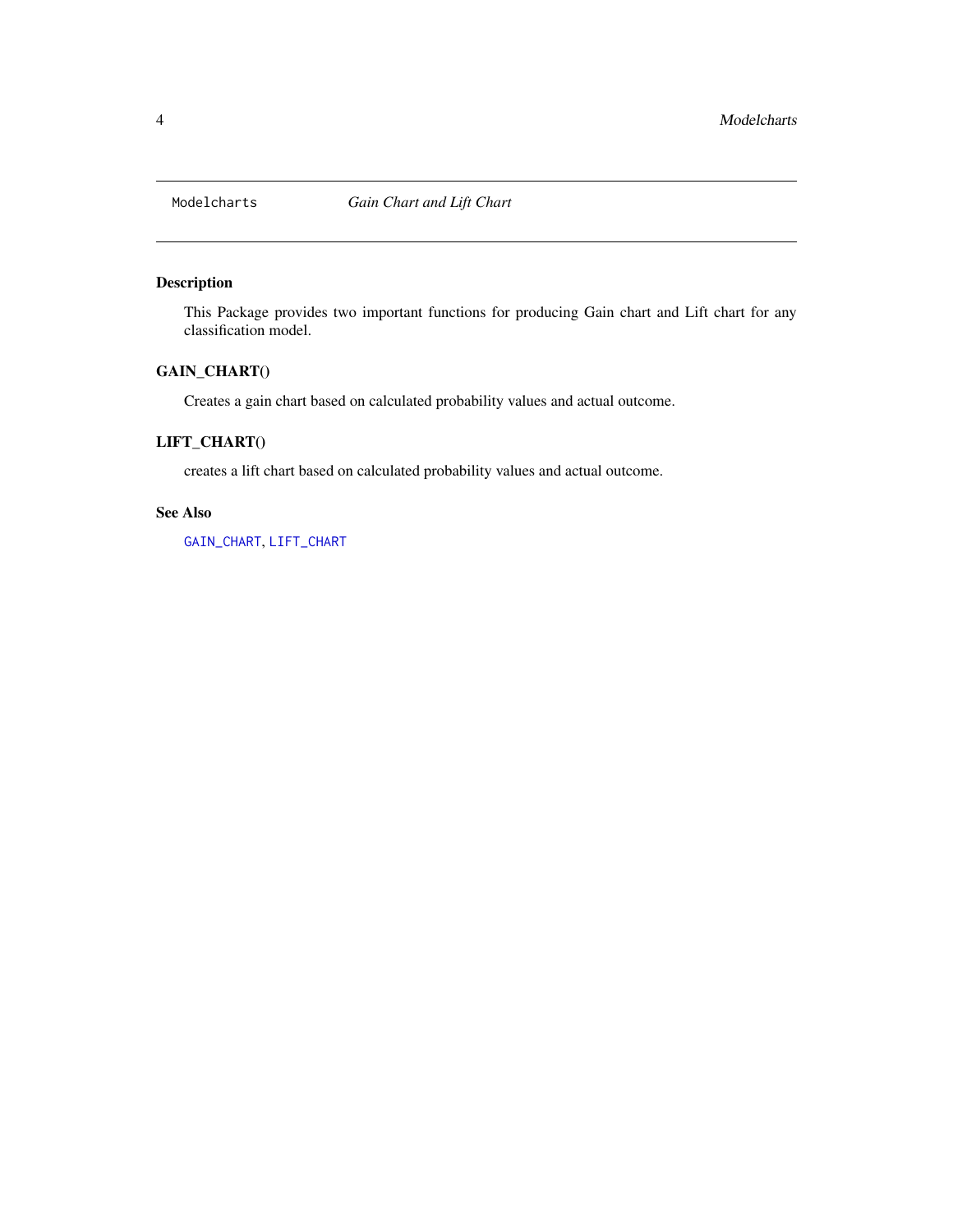Modelcharts *Gain Chart and Lift Chart*

## Description

This Package provides two important functions for producing Gain chart and Lift chart for any classification model.

## GAIN_CHART()

Creates a gain chart based on calculated probability values and actual outcome.

## LIFT_CHART()

creates a lift chart based on calculated probability values and actual outcome.

## See Also

`GAIN_CHART`, `LIFT_CHART`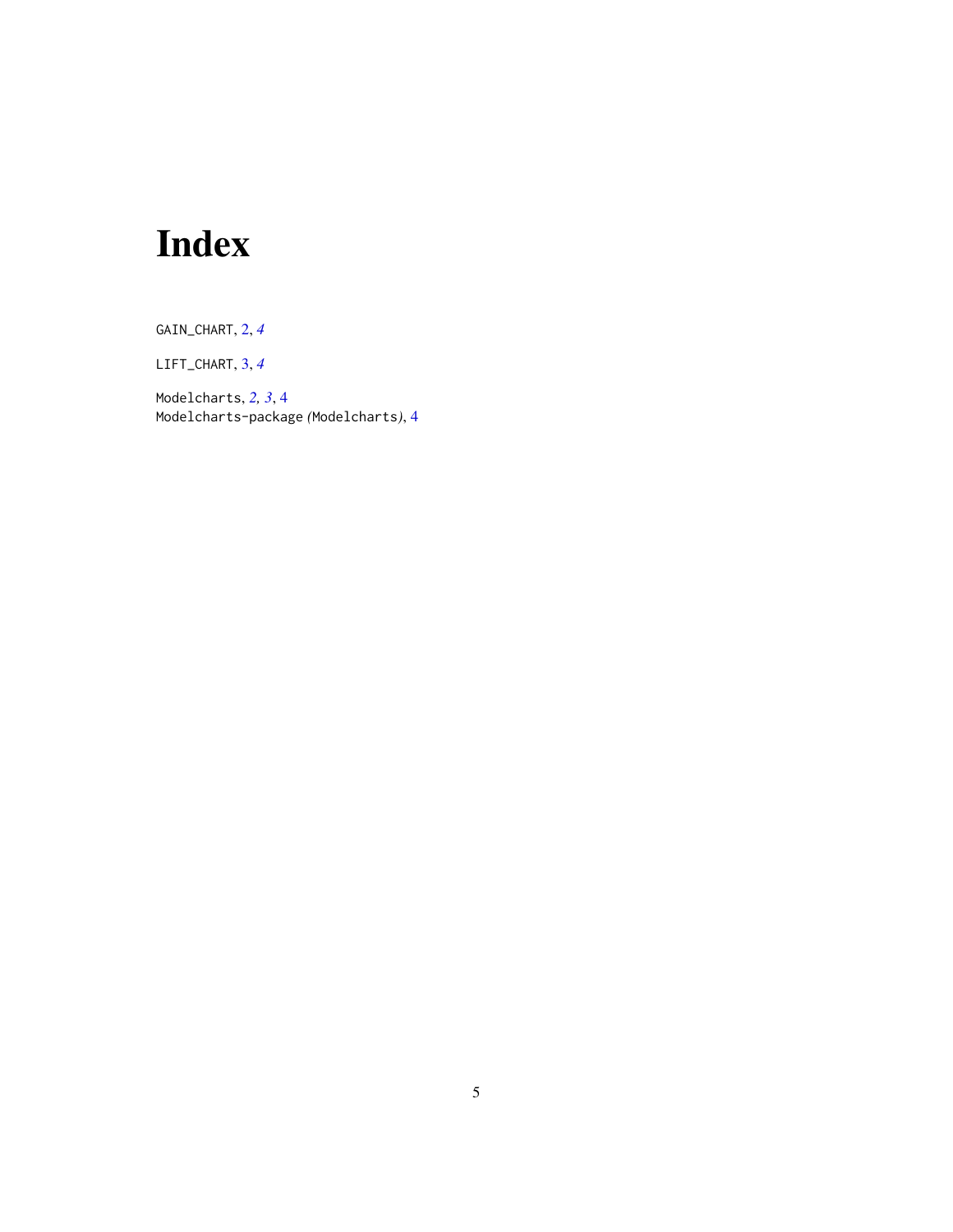# Index

GAIN_CHART, 2, *4*

LIFT_CHART, 3, *4*

Modelcharts, *2, 3*, 4
Modelcharts-package (Modelcharts), 4